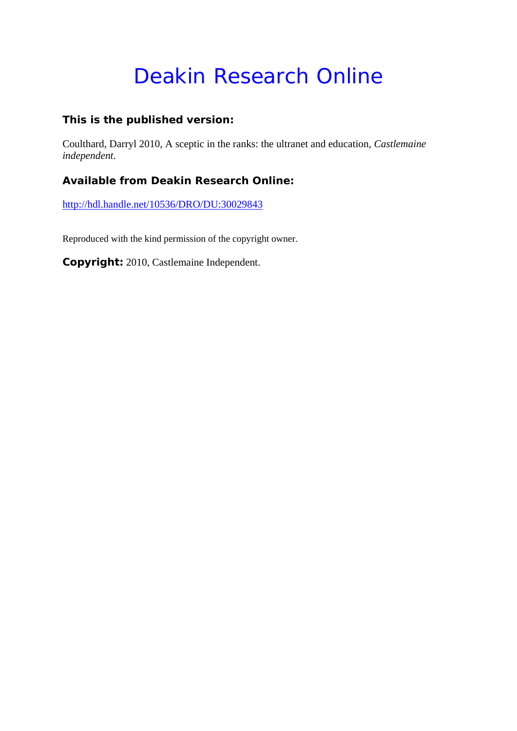# Deakin Research Online

### This is the published version:

Coulthard, Darryl 2010, A sceptic in the ranks: the ultranet and education, *Castlemaine independent*.

### Available from Deakin Research Online:

http://hdl.handle.net/10536/DRO/DU:30029843

Reproduced with the kind permission of the copyright owner.

**Copyright:** 2010, Castlemaine Independent.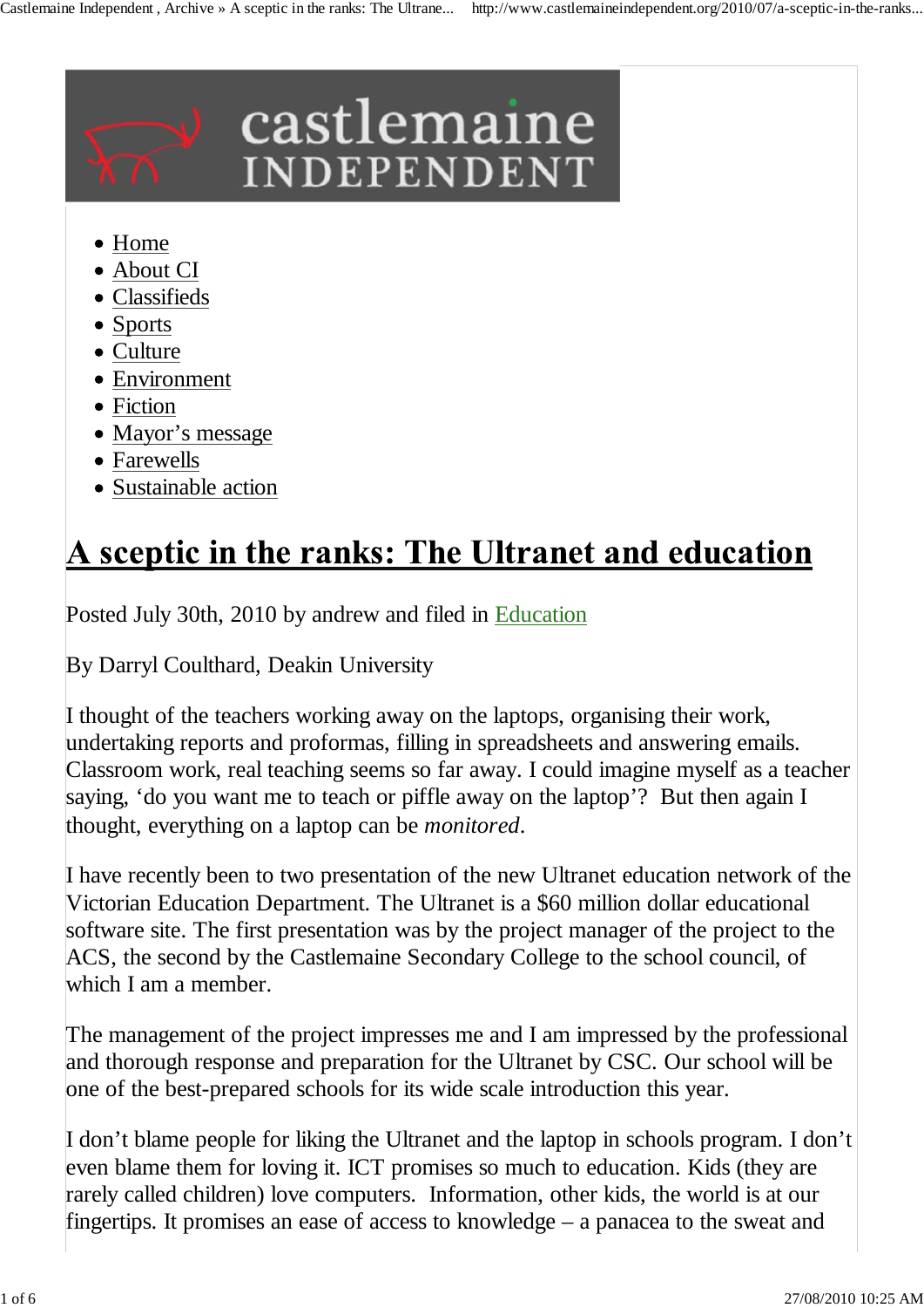- Home
- About CI
- Classifieds
- Sports
- Culture
- Environment
- Fiction
- Mayor’s message
- Farewells
- Sustainable action

# A sceptic in the ranks: The Ultranet and education

Posted July 30th, 2010 by andrew and filed in Education

By Darryl Coulthard, Deakin University

I thought of the teachers working away on the laptops, organising their work, undertaking reports and proformas, filling in spreadsheets and answering emails. Classroom work, real teaching seems so far away. I could imagine myself as a teacher saying, ‘do you want me to teach or piffle away on the laptop’? But then again I thought, everything on a laptop can be *monitored*.

I have recently been to two presentation of the new Ultranet education network of the Victorian Education Department. The Ultranet is a $60 million dollar educational software site. The first presentation was by the project manager of the project to the ACS, the second by the Castlemaine Secondary College to the school council, of which I am a member.

The management of the project impresses me and I am impressed by the professional and thorough response and preparation for the Ultranet by CSC. Our school will be one of the best-prepared schools for its wide scale introduction this year.

I don’t blame people for liking the Ultranet and the laptop in schools program. I don’t even blame them for loving it. ICT promises so much to education. Kids (they are rarely called children) love computers. Information, other kids, the world is at our fingertips. It promises an ease of access to knowledge – a panacea to the sweat and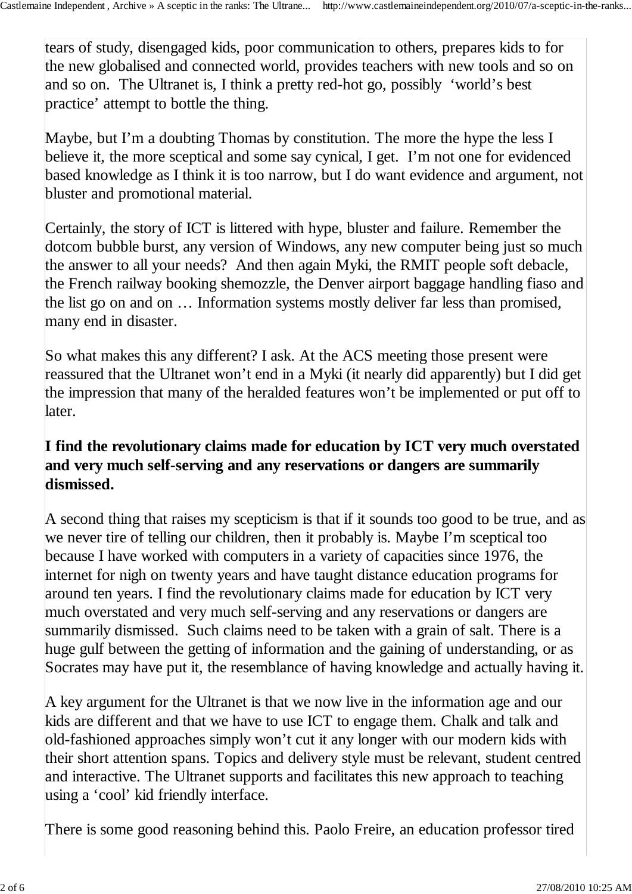tears of study, disengaged kids, poor communication to others, prepares kids to for the new globalised and connected world, provides teachers with new tools and so on and so on.  The Ultranet is, I think a pretty red-hot go, possibly  'world's best practice' attempt to bottle the thing.

Maybe, but I'm a doubting Thomas by constitution. The more the hype the less I believe it, the more sceptical and some say cynical, I get.  I'm not one for evidenced based knowledge as I think it is too narrow, but I do want evidence and argument, not bluster and promotional material.

Certainly, the story of ICT is littered with hype, bluster and failure. Remember the dotcom bubble burst, any version of Windows, any new computer being just so much the answer to all your needs?  And then again Myki, the RMIT people soft debacle, the French railway booking shemozzle, the Denver airport baggage handling fiaso and the list go on and on … Information systems mostly deliver far less than promised, many end in disaster.

So what makes this any different? I ask. At the ACS meeting those present were reassured that the Ultranet won't end in a Myki (it nearly did apparently) but I did get the impression that many of the heralded features won't be implemented or put off to later.

**I find the revolutionary claims made for education by ICT very much overstated and very much self-serving and any reservations or dangers are summarily dismissed.**

A second thing that raises my scepticism is that if it sounds too good to be true, and as we never tire of telling our children, then it probably is. Maybe I'm sceptical too because I have worked with computers in a variety of capacities since 1976, the internet for nigh on twenty years and have taught distance education programs for around ten years. I find the revolutionary claims made for education by ICT very much overstated and very much self-serving and any reservations or dangers are summarily dismissed.  Such claims need to be taken with a grain of salt. There is a huge gulf between the getting of information and the gaining of understanding, or as Socrates may have put it, the resemblance of having knowledge and actually having it.

A key argument for the Ultranet is that we now live in the information age and our kids are different and that we have to use ICT to engage them. Chalk and talk and old-fashioned approaches simply won't cut it any longer with our modern kids with their short attention spans. Topics and delivery style must be relevant, student centred and interactive. The Ultranet supports and facilitates this new approach to teaching using a 'cool' kid friendly interface.

There is some good reasoning behind this. Paolo Freire, an education professor tired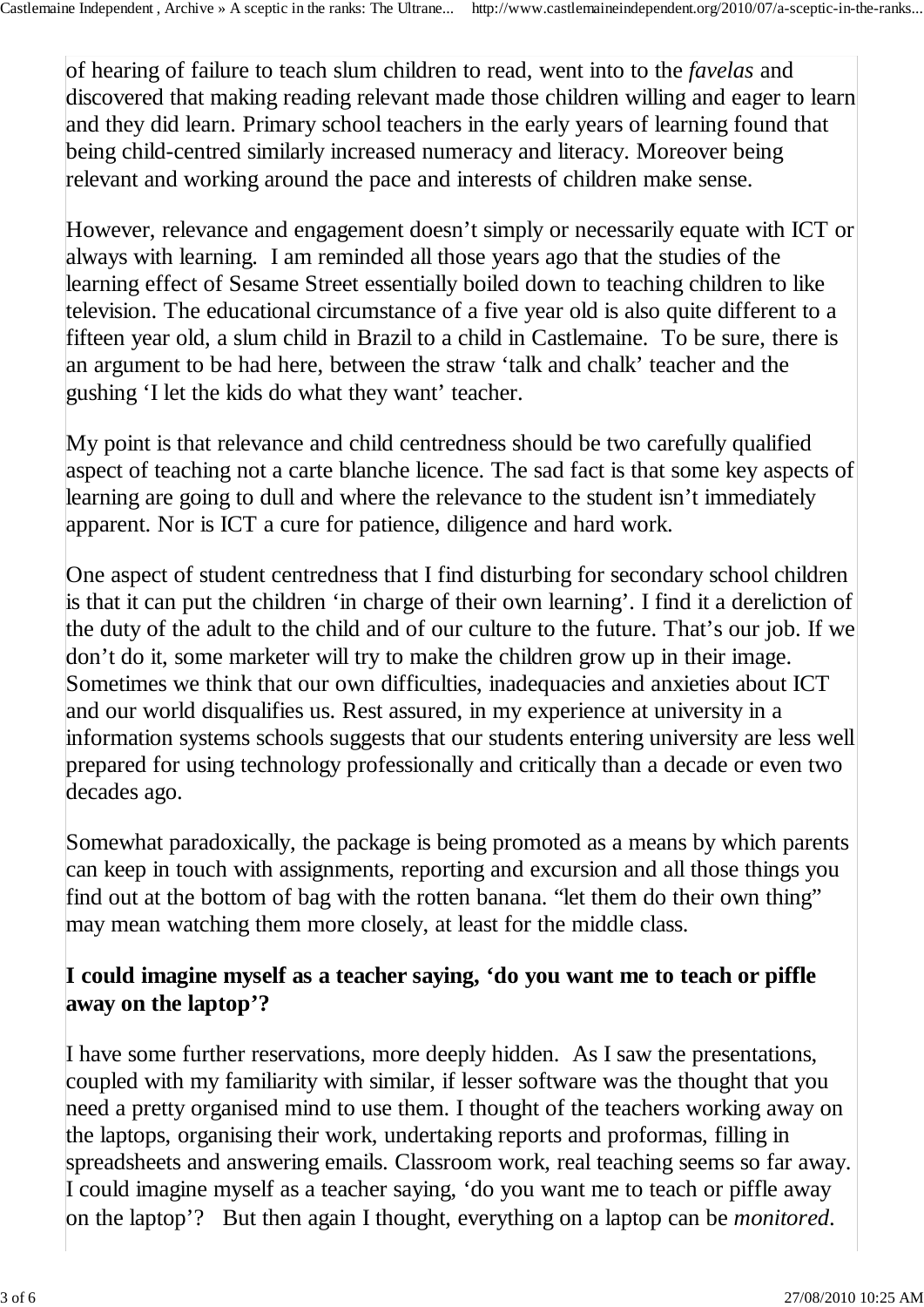of hearing of failure to teach slum children to read, went into to the *favelas* and discovered that making reading relevant made those children willing and eager to learn and they did learn. Primary school teachers in the early years of learning found that being child-centred similarly increased numeracy and literacy. Moreover being relevant and working around the pace and interests of children make sense.

However, relevance and engagement doesn't simply or necessarily equate with ICT or always with learning. I am reminded all those years ago that the studies of the learning effect of Sesame Street essentially boiled down to teaching children to like television. The educational circumstance of a five year old is also quite different to a fifteen year old, a slum child in Brazil to a child in Castlemaine. To be sure, there is an argument to be had here, between the straw 'talk and chalk' teacher and the gushing 'I let the kids do what they want' teacher.

My point is that relevance and child centredness should be two carefully qualified aspect of teaching not a carte blanche licence. The sad fact is that some key aspects of learning are going to dull and where the relevance to the student isn't immediately apparent. Nor is ICT a cure for patience, diligence and hard work.

One aspect of student centredness that I find disturbing for secondary school children is that it can put the children 'in charge of their own learning'. I find it a dereliction of the duty of the adult to the child and of our culture to the future. That's our job. If we don't do it, some marketer will try to make the children grow up in their image. Sometimes we think that our own difficulties, inadequacies and anxieties about ICT and our world disqualifies us. Rest assured, in my experience at university in a information systems schools suggests that our students entering university are less well prepared for using technology professionally and critically than a decade or even two decades ago.

Somewhat paradoxically, the package is being promoted as a means by which parents can keep in touch with assignments, reporting and excursion and all those things you find out at the bottom of bag with the rotten banana. "let them do their own thing" may mean watching them more closely, at least for the middle class.

**I could imagine myself as a teacher saying, 'do you want me to teach or piffle away on the laptop'?**

I have some further reservations, more deeply hidden. As I saw the presentations, coupled with my familiarity with similar, if lesser software was the thought that you need a pretty organised mind to use them. I thought of the teachers working away on the laptops, organising their work, undertaking reports and proformas, filling in spreadsheets and answering emails. Classroom work, real teaching seems so far away. I could imagine myself as a teacher saying, 'do you want me to teach or piffle away on the laptop'? But then again I thought, everything on a laptop can be *monitored*.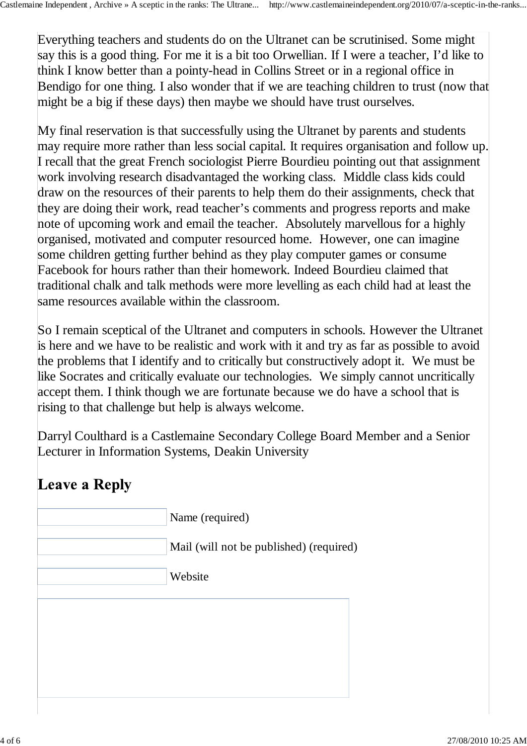Everything teachers and students do on the Ultranet can be scrutinised. Some might say this is a good thing. For me it is a bit too Orwellian. If I were a teacher, I'd like to think I know better than a pointy-head in Collins Street or in a regional office in Bendigo for one thing. I also wonder that if we are teaching children to trust (now that might be a big if these days) then maybe we should have trust ourselves.

My final reservation is that successfully using the Ultranet by parents and students may require more rather than less social capital. It requires organisation and follow up. I recall that the great French sociologist Pierre Bourdieu pointing out that assignment work involving research disadvantaged the working class. Middle class kids could draw on the resources of their parents to help them do their assignments, check that they are doing their work, read teacher's comments and progress reports and make note of upcoming work and email the teacher. Absolutely marvellous for a highly organised, motivated and computer resourced home. However, one can imagine some children getting further behind as they play computer games or consume Facebook for hours rather than their homework. Indeed Bourdieu claimed that traditional chalk and talk methods were more levelling as each child had at least the same resources available within the classroom.

So I remain sceptical of the Ultranet and computers in schools. However the Ultranet is here and we have to be realistic and work with it and try as far as possible to avoid the problems that I identify and to critically but constructively adopt it. We must be like Socrates and critically evaluate our technologies. We simply cannot uncritically accept them. I think though we are fortunate because we do have a school that is rising to that challenge but help is always welcome.

Darryl Coulthard is a Castlemaine Secondary College Board Member and a Senior Lecturer in Information Systems, Deakin University

## Leave a Reply

Name (required)

Mail (will not be published) (required)

Website